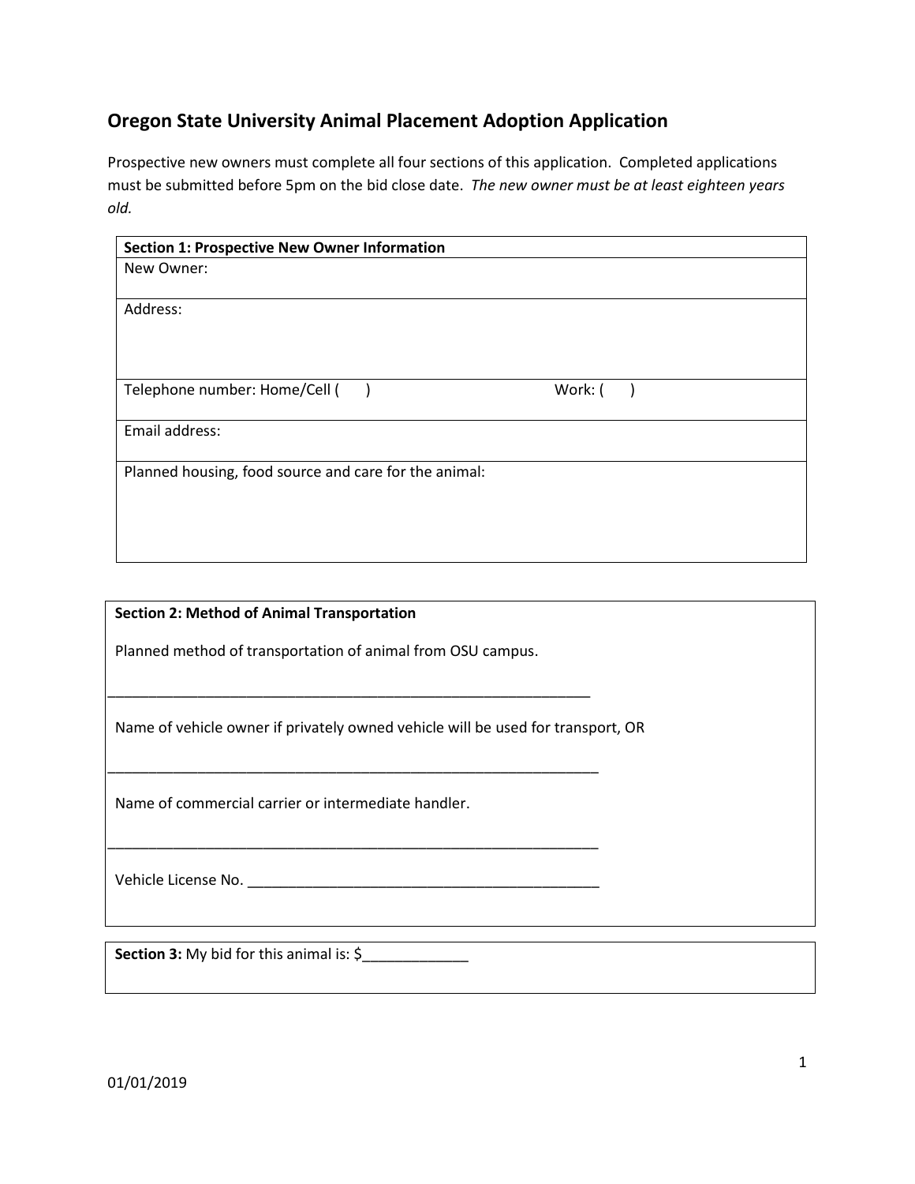## Oregon State University Animal Placement Adoption Application

Prospective new owners must complete all four sections of this application. Completed applications must be submitted before 5pm on the bid close date. *The new owner must be at least eighteen years old.*

| **Section 1: Prospective New Owner Information** | |
|---|---|
| New Owner: | |
| Address: | |
| Telephone number: Home/Cell (      ) | Work: (      ) |
| Email address: | |
| Planned housing, food source and care for the animal: | |

**Section 2: Method of Animal Transportation**

Planned method of transportation of animal from OSU campus.

_______________________________________________________________

Name of vehicle owner if privately owned vehicle will be used for transport, OR

_______________________________________________________________

Name of commercial carrier or intermediate handler.

_______________________________________________________________

Vehicle License No. _____________________________________________

**Section 3:** My bid for this animal is: $_____________

01/01/2019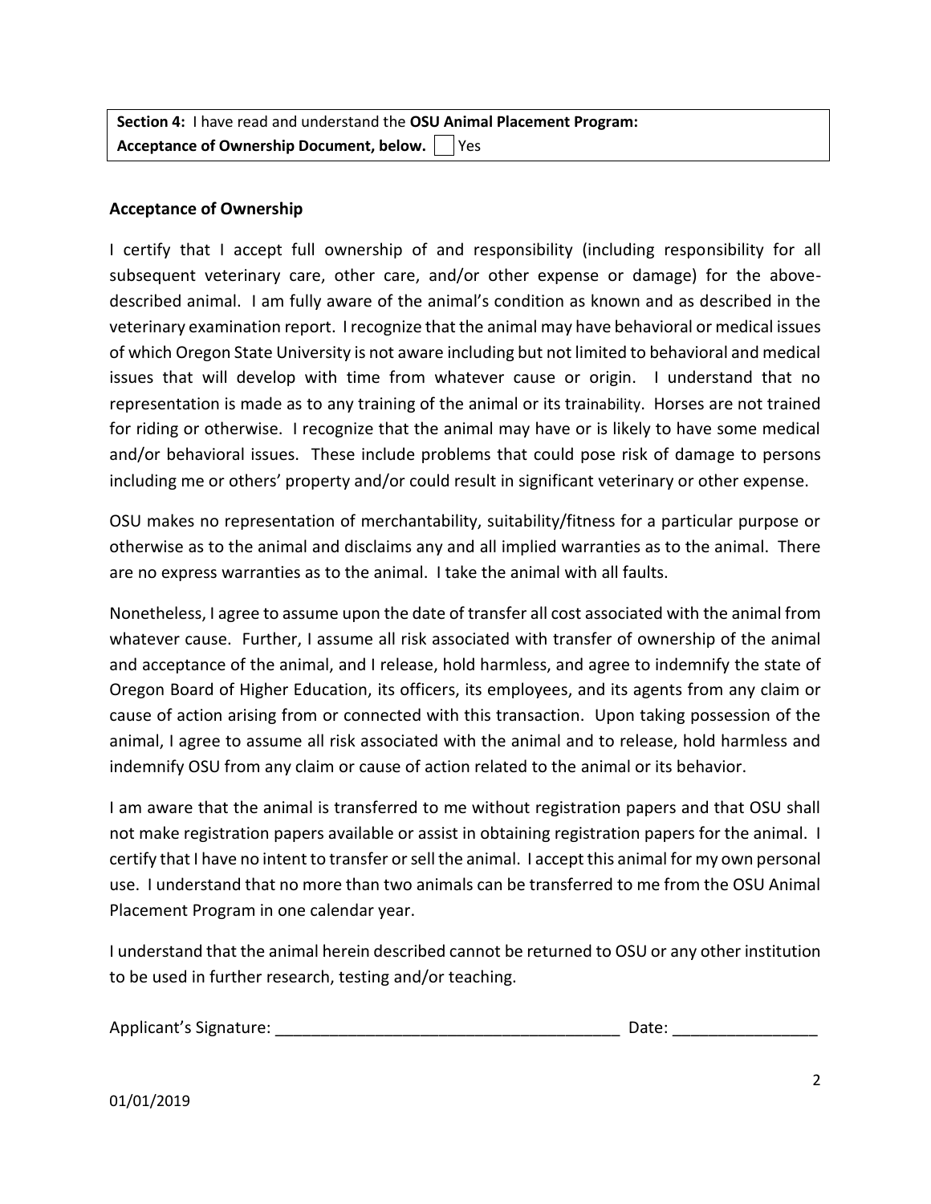**Section 4:** I have read and understand the **OSU Animal Placement Program: Acceptance of Ownership Document, below.** ☐ Yes

**Acceptance of Ownership**

I certify that I accept full ownership of and responsibility (including responsibility for all subsequent veterinary care, other care, and/or other expense or damage) for the above-described animal. I am fully aware of the animal's condition as known and as described in the veterinary examination report. I recognize that the animal may have behavioral or medical issues of which Oregon State University is not aware including but not limited to behavioral and medical issues that will develop with time from whatever cause or origin. I understand that no representation is made as to any training of the animal or its trainability. Horses are not trained for riding or otherwise. I recognize that the animal may have or is likely to have some medical and/or behavioral issues. These include problems that could pose risk of damage to persons including me or others' property and/or could result in significant veterinary or other expense.

OSU makes no representation of merchantability, suitability/fitness for a particular purpose or otherwise as to the animal and disclaims any and all implied warranties as to the animal. There are no express warranties as to the animal. I take the animal with all faults.

Nonetheless, I agree to assume upon the date of transfer all cost associated with the animal from whatever cause. Further, I assume all risk associated with transfer of ownership of the animal and acceptance of the animal, and I release, hold harmless, and agree to indemnify the state of Oregon Board of Higher Education, its officers, its employees, and its agents from any claim or cause of action arising from or connected with this transaction. Upon taking possession of the animal, I agree to assume all risk associated with the animal and to release, hold harmless and indemnify OSU from any claim or cause of action related to the animal or its behavior.

I am aware that the animal is transferred to me without registration papers and that OSU shall not make registration papers available or assist in obtaining registration papers for the animal. I certify that I have no intent to transfer or sell the animal. I accept this animal for my own personal use. I understand that no more than two animals can be transferred to me from the OSU Animal Placement Program in one calendar year.

I understand that the animal herein described cannot be returned to OSU or any other institution to be used in further research, testing and/or teaching.

Applicant's Signature: ______________________________________ Date: ________________

01/01/2019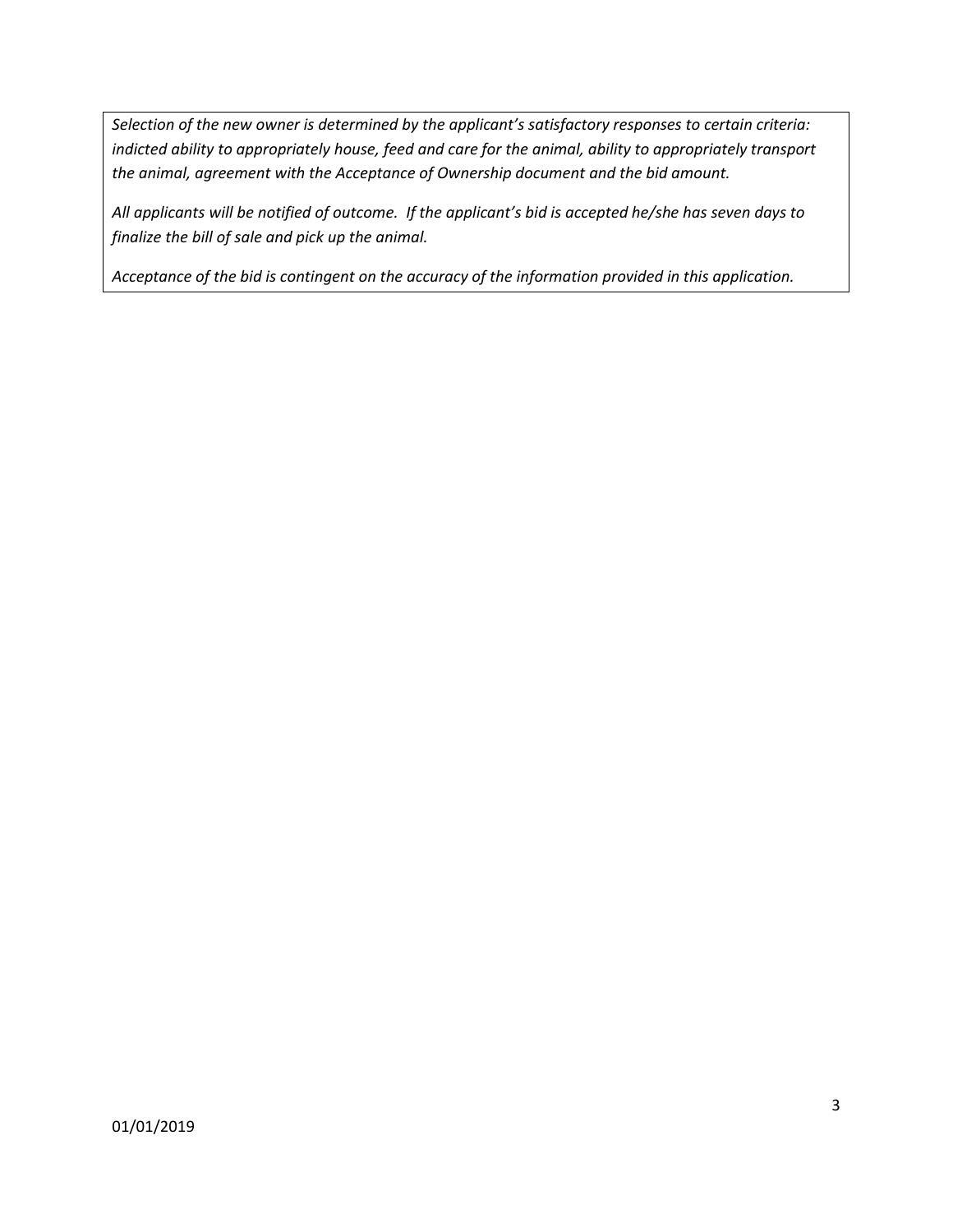*Selection of the new owner is determined by the applicant's satisfactory responses to certain criteria: indicted ability to appropriately house, feed and care for the animal, ability to appropriately transport the animal, agreement with the Acceptance of Ownership document and the bid amount.*

*All applicants will be notified of outcome. If the applicant's bid is accepted he/she has seven days to finalize the bill of sale and pick up the animal.*

*Acceptance of the bid is contingent on the accuracy of the information provided in this application.*